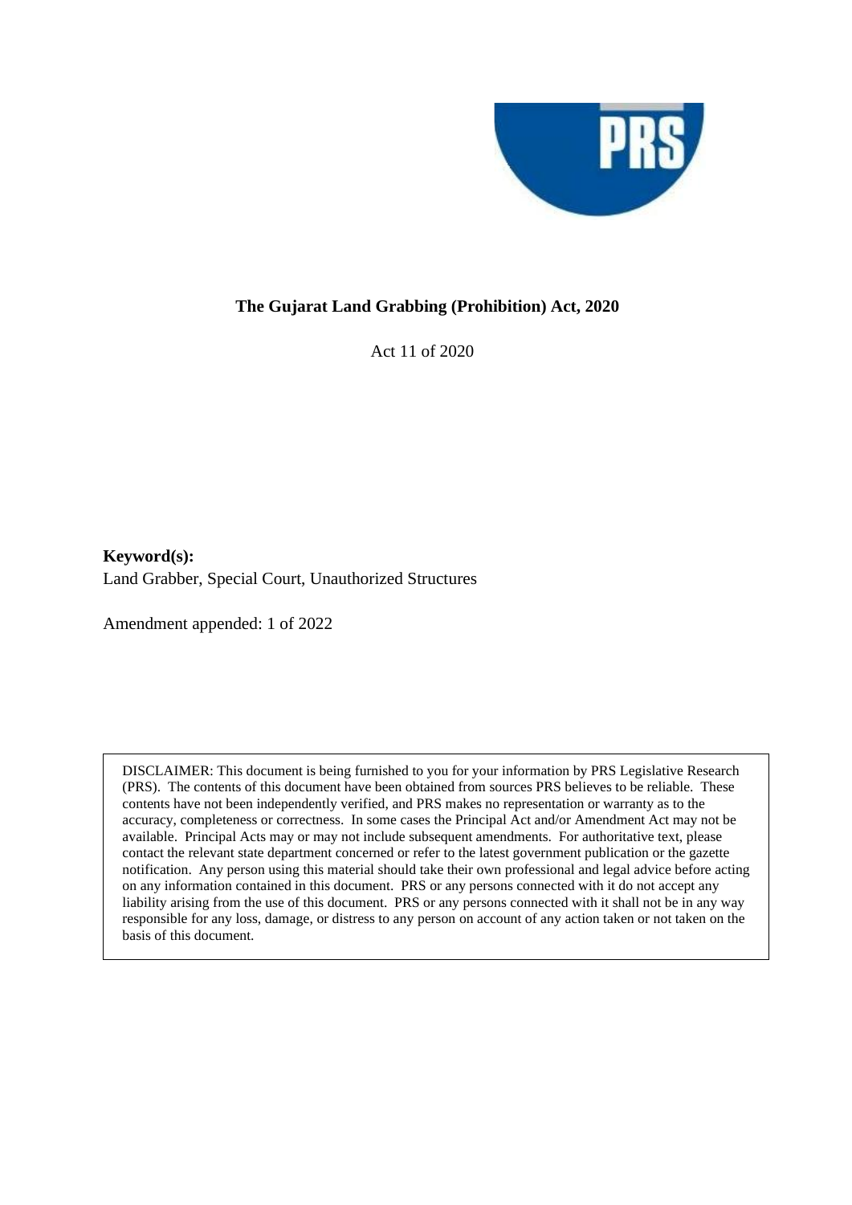# The Gujarat Land Grabbing (Prohibition) Act, 2020

Act 11 of 2020

**Keyword(s):**
Land Grabber, Special Court, Unauthorized Structures

Amendment appended: 1 of 2022

DISCLAIMER: This document is being furnished to you for your information by PRS Legislative Research (PRS). The contents of this document have been obtained from sources PRS believes to be reliable. These contents have not been independently verified, and PRS makes no representation or warranty as to the accuracy, completeness or correctness. In some cases the Principal Act and/or Amendment Act may not be available. Principal Acts may or may not include subsequent amendments. For authoritative text, please contact the relevant state department concerned or refer to the latest government publication or the gazette notification. Any person using this material should take their own professional and legal advice before acting on any information contained in this document. PRS or any persons connected with it do not accept any liability arising from the use of this document. PRS or any persons connected with it shall not be in any way responsible for any loss, damage, or distress to any person on account of any action taken or not taken on the basis of this document.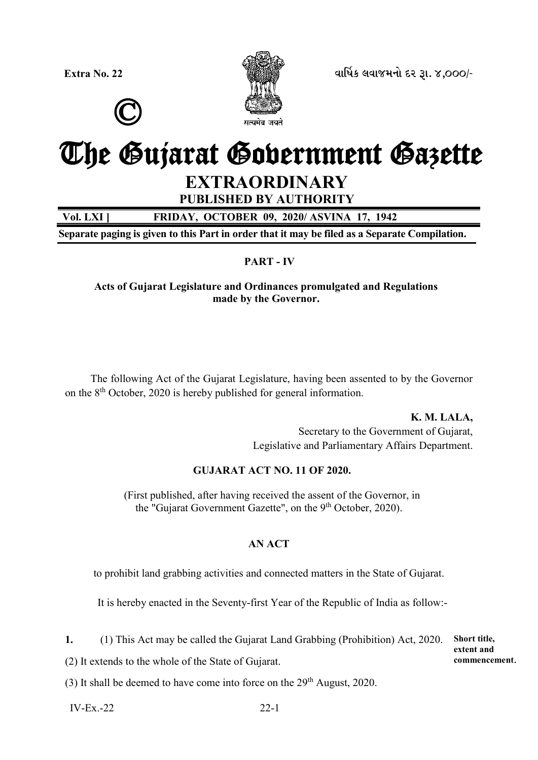Extra No. 22

©

वार्षिक લવાજમનો દર રૂ. ૪,૦૦૦/-

# The Gujarat Government Gazette

## EXTRAORDINARY

### PUBLISHED BY AUTHORITY

**Vol. LXI ] FRIDAY, OCTOBER 09, 2020/ ASVINA 17, 1942**

**Separate paging is given to this Part in order that it may be filed as a Separate Compilation.**

**PART - IV**

**Acts of Gujarat Legislature and Ordinances promulgated and Regulations made by the Governor.**

The following Act of the Gujarat Legislature, having been assented to by the Governor on the 8th October, 2020 is hereby published for general information.

**K. M. LALA,**
Secretary to the Government of Gujarat,
Legislative and Parliamentary Affairs Department.

**GUJARAT ACT NO. 11 OF 2020.**

(First published, after having received the assent of the Governor, in the "Gujarat Government Gazette", on the 9th October, 2020).

**AN ACT**

to prohibit land grabbing activities and connected matters in the State of Gujarat.

It is hereby enacted in the Seventy-first Year of the Republic of India as follow:-

**Short title, extent and commencement.**

**1.** (1) This Act may be called the Gujarat Land Grabbing (Prohibition) Act, 2020.

(2) It extends to the whole of the State of Gujarat.

(3) It shall be deemed to have come into force on the 29th August, 2020.

IV-Ex.-22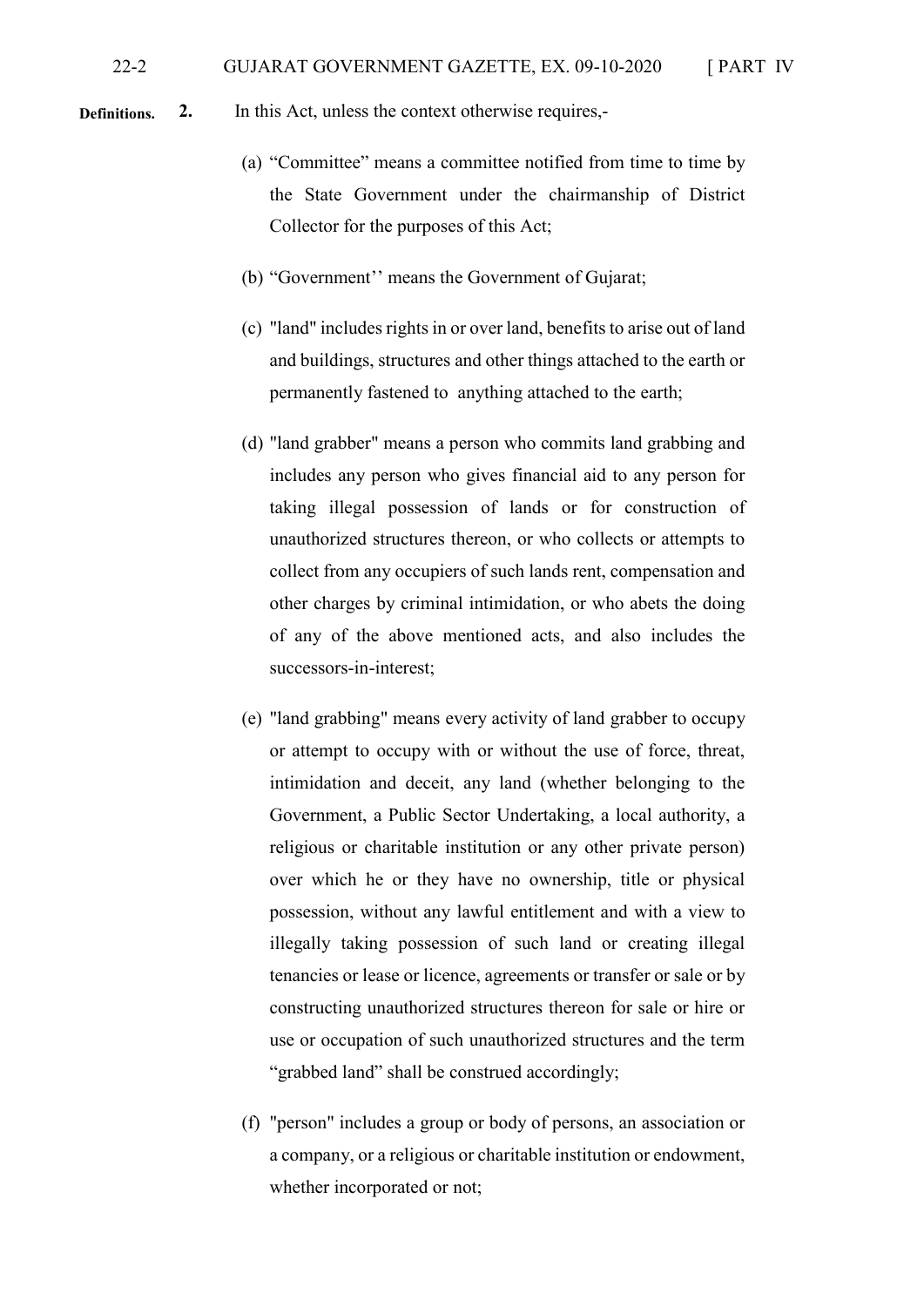**Definitions.** **2.** In this Act, unless the context otherwise requires,-

(a) "Committee" means a committee notified from time to time by the State Government under the chairmanship of District Collector for the purposes of this Act;

(b) "Government'' means the Government of Gujarat;

(c) "land" includes rights in or over land, benefits to arise out of land and buildings, structures and other things attached to the earth or permanently fastened to anything attached to the earth;

(d) "land grabber" means a person who commits land grabbing and includes any person who gives financial aid to any person for taking illegal possession of lands or for construction of unauthorized structures thereon, or who collects or attempts to collect from any occupiers of such lands rent, compensation and other charges by criminal intimidation, or who abets the doing of any of the above mentioned acts, and also includes the successors-in-interest;

(e) "land grabbing" means every activity of land grabber to occupy or attempt to occupy with or without the use of force, threat, intimidation and deceit, any land (whether belonging to the Government, a Public Sector Undertaking, a local authority, a religious or charitable institution or any other private person) over which he or they have no ownership, title or physical possession, without any lawful entitlement and with a view to illegally taking possession of such land or creating illegal tenancies or lease or licence, agreements or transfer or sale or by constructing unauthorized structures thereon for sale or hire or use or occupation of such unauthorized structures and the term "grabbed land" shall be construed accordingly;

(f) "person" includes a group or body of persons, an association or a company, or a religious or charitable institution or endowment, whether incorporated or not;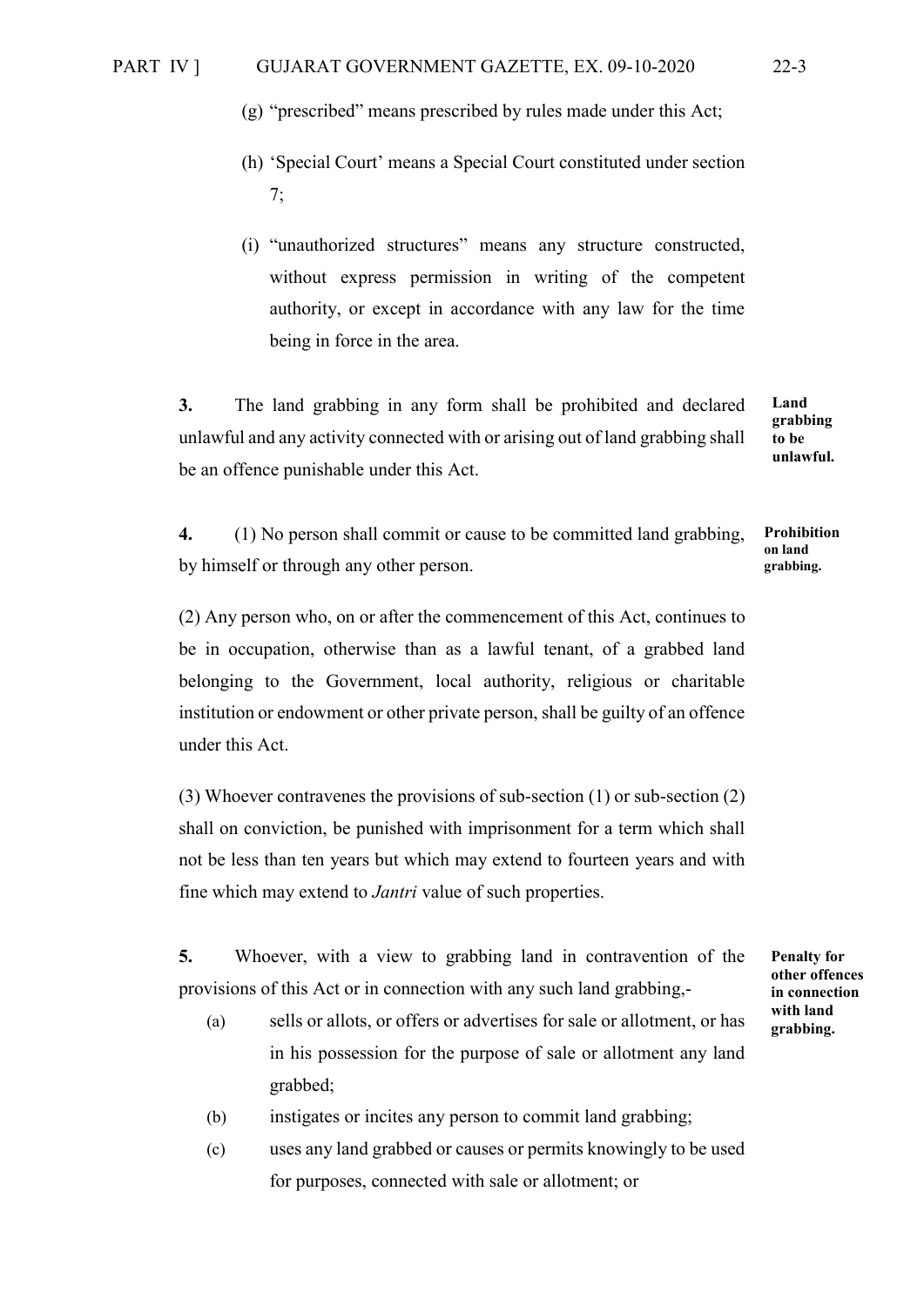(g) "prescribed" means prescribed by rules made under this Act;

(h) 'Special Court' means a Special Court constituted under section 7;

(i) "unauthorized structures" means any structure constructed, without express permission in writing of the competent authority, or except in accordance with any law for the time being in force in the area.

**Land grabbing to be unlawful.**

**3.** The land grabbing in any form shall be prohibited and declared unlawful and any activity connected with or arising out of land grabbing shall be an offence punishable under this Act.

**Prohibition on land grabbing.**

**4.** (1) No person shall commit or cause to be committed land grabbing, by himself or through any other person.

(2) Any person who, on or after the commencement of this Act, continues to be in occupation, otherwise than as a lawful tenant, of a grabbed land belonging to the Government, local authority, religious or charitable institution or endowment or other private person, shall be guilty of an offence under this Act.

(3) Whoever contravenes the provisions of sub-section (1) or sub-section (2) shall on conviction, be punished with imprisonment for a term which shall not be less than ten years but which may extend to fourteen years and with fine which may extend to *Jantri* value of such properties.

**Penalty for other offences in connection with land grabbing.**

**5.** Whoever, with a view to grabbing land in contravention of the provisions of this Act or in connection with any such land grabbing,-

(a) sells or allots, or offers or advertises for sale or allotment, or has in his possession for the purpose of sale or allotment any land grabbed;

(b) instigates or incites any person to commit land grabbing;

(c) uses any land grabbed or causes or permits knowingly to be used for purposes, connected with sale or allotment; or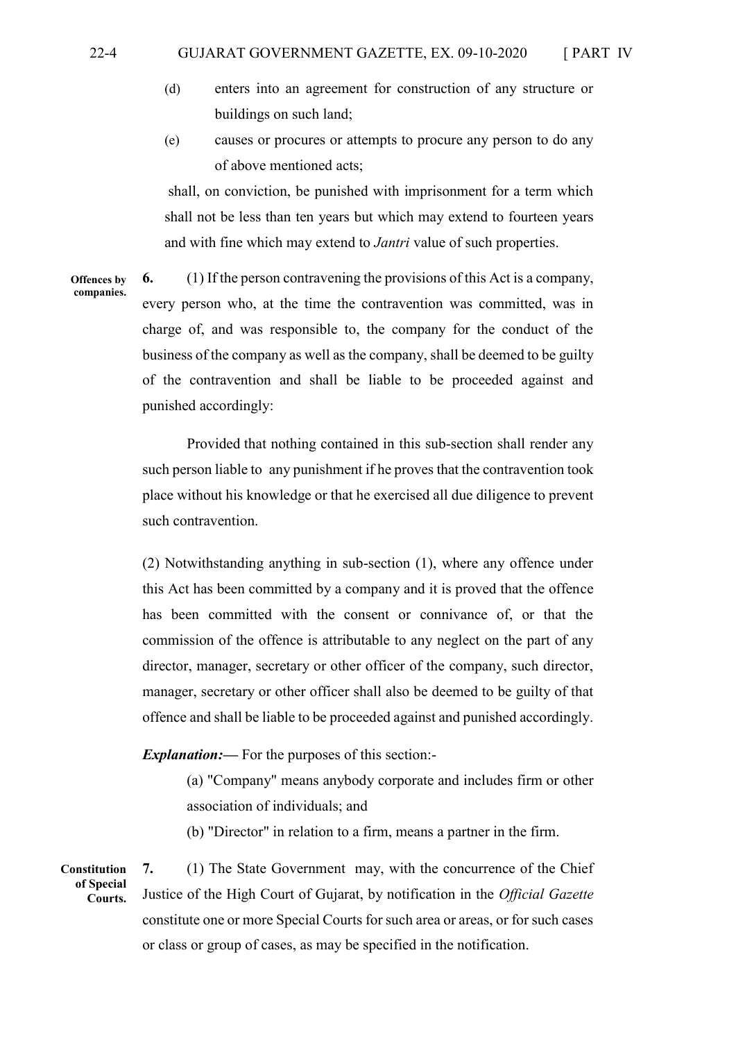(d) enters into an agreement for construction of any structure or buildings on such land;

(e) causes or procures or attempts to procure any person to do any of above mentioned acts;

shall, on conviction, be punished with imprisonment for a term which shall not be less than ten years but which may extend to fourteen years and with fine which may extend to *Jantri* value of such properties.

**Offences by companies.**

**6.** (1) If the person contravening the provisions of this Act is a company, every person who, at the time the contravention was committed, was in charge of, and was responsible to, the company for the conduct of the business of the company as well as the company, shall be deemed to be guilty of the contravention and shall be liable to be proceeded against and punished accordingly:

Provided that nothing contained in this sub-section shall render any such person liable to any punishment if he proves that the contravention took place without his knowledge or that he exercised all due diligence to prevent such contravention.

(2) Notwithstanding anything in sub-section (1), where any offence under this Act has been committed by a company and it is proved that the offence has been committed with the consent or connivance of, or that the commission of the offence is attributable to any neglect on the part of any director, manager, secretary or other officer of the company, such director, manager, secretary or other officer shall also be deemed to be guilty of that offence and shall be liable to be proceeded against and punished accordingly.

***Explanation:—*** For the purposes of this section:-

(a) "Company" means anybody corporate and includes firm or other association of individuals; and

(b) "Director" in relation to a firm, means a partner in the firm.

**Constitution of Special Courts.**

**7.** (1) The State Government may, with the concurrence of the Chief Justice of the High Court of Gujarat, by notification in the *Official Gazette* constitute one or more Special Courts for such area or areas, or for such cases or class or group of cases, as may be specified in the notification.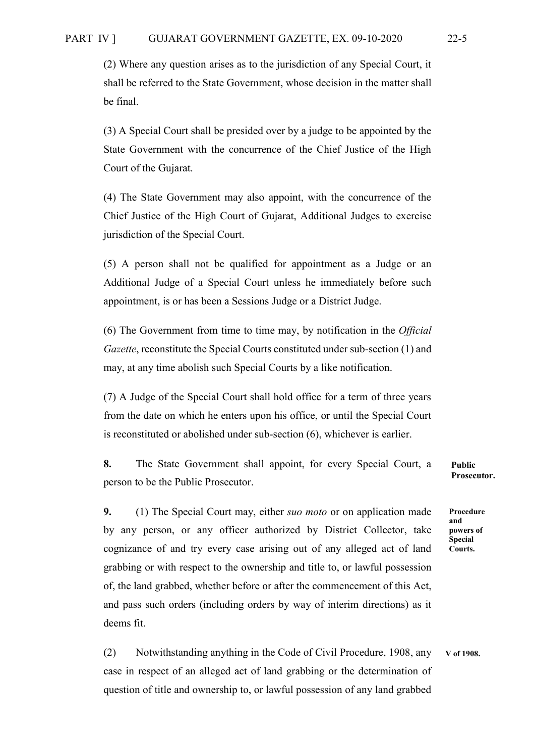(2) Where any question arises as to the jurisdiction of any Special Court, it shall be referred to the State Government, whose decision in the matter shall be final.

(3) A Special Court shall be presided over by a judge to be appointed by the State Government with the concurrence of the Chief Justice of the High Court of the Gujarat.

(4) The State Government may also appoint, with the concurrence of the Chief Justice of the High Court of Gujarat, Additional Judges to exercise jurisdiction of the Special Court.

(5) A person shall not be qualified for appointment as a Judge or an Additional Judge of a Special Court unless he immediately before such appointment, is or has been a Sessions Judge or a District Judge.

(6) The Government from time to time may, by notification in the *Official Gazette*, reconstitute the Special Courts constituted under sub-section (1) and may, at any time abolish such Special Courts by a like notification.

(7) A Judge of the Special Court shall hold office for a term of three years from the date on which he enters upon his office, or until the Special Court is reconstituted or abolished under sub-section (6), whichever is earlier.

**Public Prosecutor.**

**8.** The State Government shall appoint, for every Special Court, a person to be the Public Prosecutor.

**Procedure and powers of Special Courts.**

**9.** (1) The Special Court may, either *suo moto* or on application made by any person, or any officer authorized by District Collector, take cognizance of and try every case arising out of any alleged act of land grabbing or with respect to the ownership and title to, or lawful possession of, the land grabbed, whether before or after the commencement of this Act, and pass such orders (including orders by way of interim directions) as it deems fit.

**V of 1908.**

(2) Notwithstanding anything in the Code of Civil Procedure, 1908, any case in respect of an alleged act of land grabbing or the determination of question of title and ownership to, or lawful possession of any land grabbed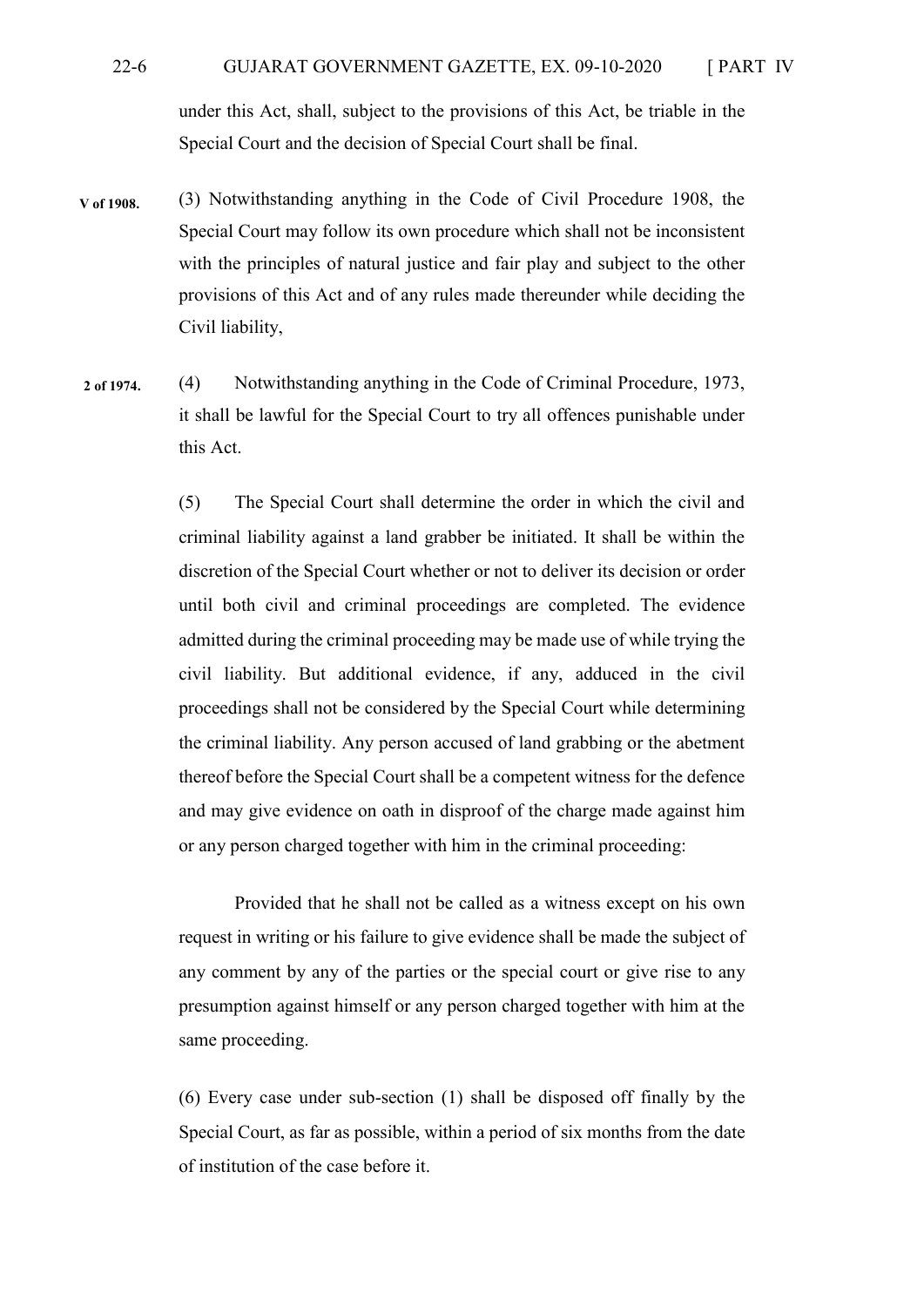under this Act, shall, subject to the provisions of this Act, be triable in the Special Court and the decision of Special Court shall be final.

**V of 1908.** (3) Notwithstanding anything in the Code of Civil Procedure 1908, the Special Court may follow its own procedure which shall not be inconsistent with the principles of natural justice and fair play and subject to the other provisions of this Act and of any rules made thereunder while deciding the Civil liability,

**2 of 1974.** (4) Notwithstanding anything in the Code of Criminal Procedure, 1973, it shall be lawful for the Special Court to try all offences punishable under this Act.

(5) The Special Court shall determine the order in which the civil and criminal liability against a land grabber be initiated. It shall be within the discretion of the Special Court whether or not to deliver its decision or order until both civil and criminal proceedings are completed. The evidence admitted during the criminal proceeding may be made use of while trying the civil liability. But additional evidence, if any, adduced in the civil proceedings shall not be considered by the Special Court while determining the criminal liability. Any person accused of land grabbing or the abetment thereof before the Special Court shall be a competent witness for the defence and may give evidence on oath in disproof of the charge made against him or any person charged together with him in the criminal proceeding:

Provided that he shall not be called as a witness except on his own request in writing or his failure to give evidence shall be made the subject of any comment by any of the parties or the special court or give rise to any presumption against himself or any person charged together with him at the same proceeding.

(6) Every case under sub-section (1) shall be disposed off finally by the Special Court, as far as possible, within a period of six months from the date of institution of the case before it.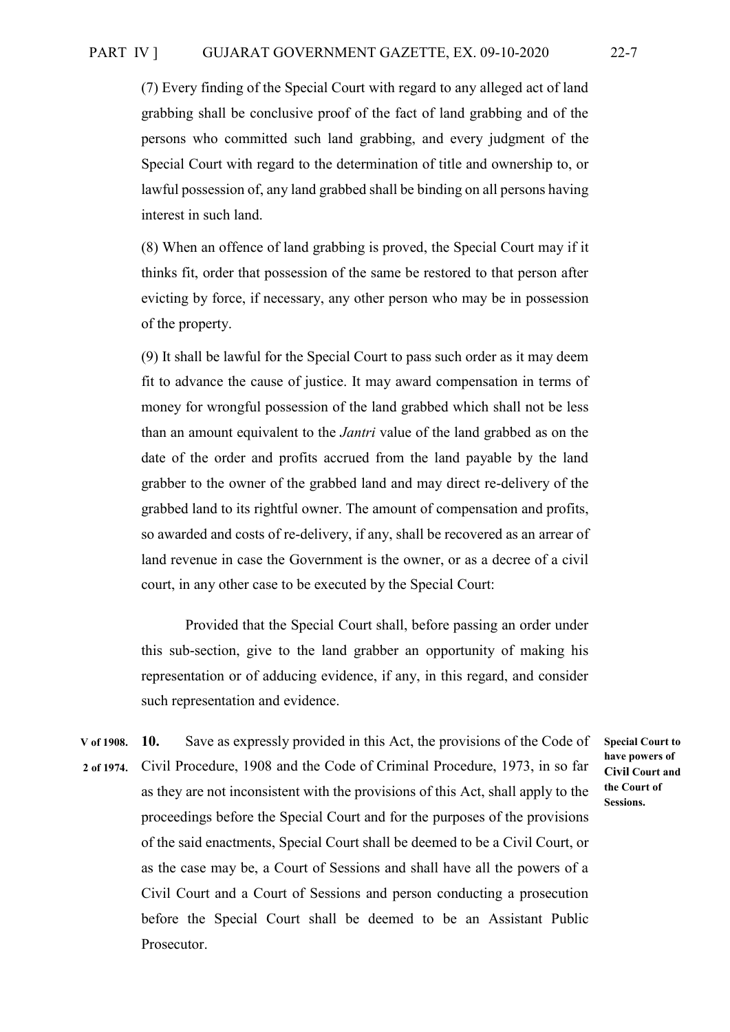(7) Every finding of the Special Court with regard to any alleged act of land grabbing shall be conclusive proof of the fact of land grabbing and of the persons who committed such land grabbing, and every judgment of the Special Court with regard to the determination of title and ownership to, or lawful possession of, any land grabbed shall be binding on all persons having interest in such land.

(8) When an offence of land grabbing is proved, the Special Court may if it thinks fit, order that possession of the same be restored to that person after evicting by force, if necessary, any other person who may be in possession of the property.

(9) It shall be lawful for the Special Court to pass such order as it may deem fit to advance the cause of justice. It may award compensation in terms of money for wrongful possession of the land grabbed which shall not be less than an amount equivalent to the *Jantri* value of the land grabbed as on the date of the order and profits accrued from the land payable by the land grabber to the owner of the grabbed land and may direct re-delivery of the grabbed land to its rightful owner. The amount of compensation and profits, so awarded and costs of re-delivery, if any, shall be recovered as an arrear of land revenue in case the Government is the owner, or as a decree of a civil court, in any other case to be executed by the Special Court:

Provided that the Special Court shall, before passing an order under this sub-section, give to the land grabber an opportunity of making his representation or of adducing evidence, if any, in this regard, and consider such representation and evidence.

**Special Court to have powers of Civil Court and the Court of Sessions.**

V of 1908.
2 of 1974.

**10.** Save as expressly provided in this Act, the provisions of the Code of Civil Procedure, 1908 and the Code of Criminal Procedure, 1973, in so far as they are not inconsistent with the provisions of this Act, shall apply to the proceedings before the Special Court and for the purposes of the provisions of the said enactments, Special Court shall be deemed to be a Civil Court, or as the case may be, a Court of Sessions and shall have all the powers of a Civil Court and a Court of Sessions and person conducting a prosecution before the Special Court shall be deemed to be an Assistant Public Prosecutor.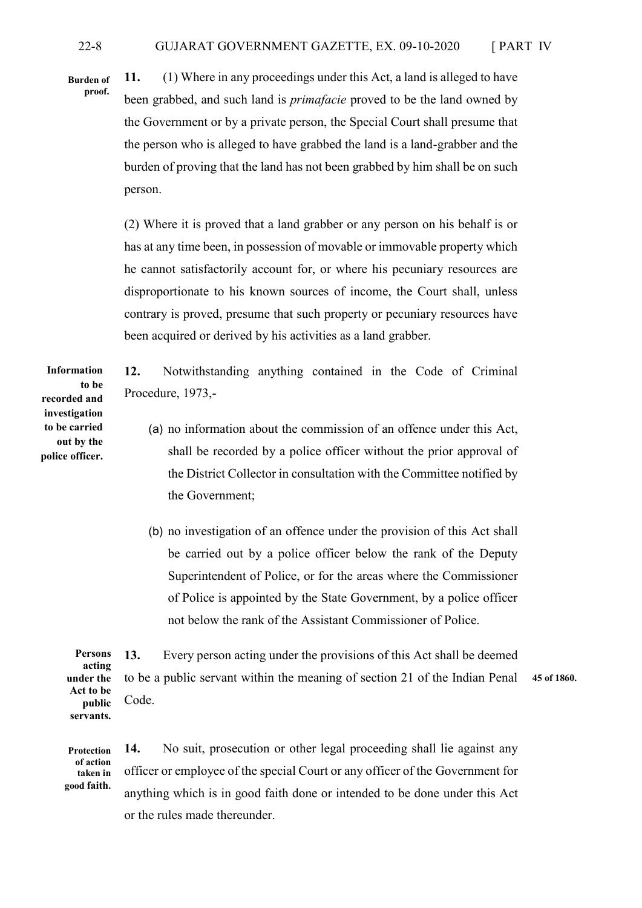**Burden of proof.**

**11.** (1) Where in any proceedings under this Act, a land is alleged to have been grabbed, and such land is *primafacie* proved to be the land owned by the Government or by a private person, the Special Court shall presume that the person who is alleged to have grabbed the land is a land-grabber and the burden of proving that the land has not been grabbed by him shall be on such person.

(2) Where it is proved that a land grabber or any person on his behalf is or has at any time been, in possession of movable or immovable property which he cannot satisfactorily account for, or where his pecuniary resources are disproportionate to his known sources of income, the Court shall, unless contrary is proved, presume that such property or pecuniary resources have been acquired or derived by his activities as a land grabber.

**Information to be recorded and investigation to be carried out by the police officer.**

**12.** Notwithstanding anything contained in the Code of Criminal Procedure, 1973,-

(a) no information about the commission of an offence under this Act, shall be recorded by a police officer without the prior approval of the District Collector in consultation with the Committee notified by the Government;

(b) no investigation of an offence under the provision of this Act shall be carried out by a police officer below the rank of the Deputy Superintendent of Police, or for the areas where the Commissioner of Police is appointed by the State Government, by a police officer not below the rank of the Assistant Commissioner of Police.

**Persons acting under the Act to be public servants.**

**13.** Every person acting under the provisions of this Act shall be deemed to be a public servant within the meaning of section 21 of the Indian Penal Code. **45 of 1860.**

**Protection of action taken in good faith.**

**14.** No suit, prosecution or other legal proceeding shall lie against any officer or employee of the special Court or any officer of the Government for anything which is in good faith done or intended to be done under this Act or the rules made thereunder.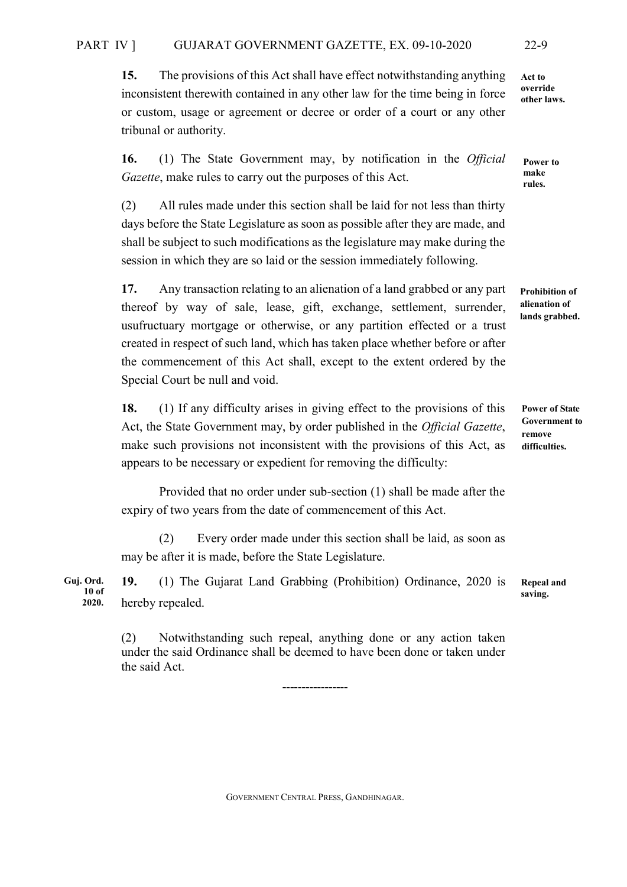**15.** The provisions of this Act shall have effect notwithstanding anything inconsistent therewith contained in any other law for the time being in force or custom, usage or agreement or decree or order of a court or any other tribunal or authority. **Act to override other laws.**

**16.** (1) The State Government may, by notification in the *Official Gazette*, make rules to carry out the purposes of this Act. **Power to make rules.**

(2) All rules made under this section shall be laid for not less than thirty days before the State Legislature as soon as possible after they are made, and shall be subject to such modifications as the legislature may make during the session in which they are so laid or the session immediately following.

**17.** Any transaction relating to an alienation of a land grabbed or any part thereof by way of sale, lease, gift, exchange, settlement, surrender, usufructuary mortgage or otherwise, or any partition effected or a trust created in respect of such land, which has taken place whether before or after the commencement of this Act shall, except to the extent ordered by the Special Court be null and void. **Prohibition of alienation of lands grabbed.**

**18.** (1) If any difficulty arises in giving effect to the provisions of this Act, the State Government may, by order published in the *Official Gazette*, make such provisions not inconsistent with the provisions of this Act, as appears to be necessary or expedient for removing the difficulty: **Power of State Government to remove difficulties.**

Provided that no order under sub-section (1) shall be made after the expiry of two years from the date of commencement of this Act.

(2) Every order made under this section shall be laid, as soon as may be after it is made, before the State Legislature.

**19.** (1) The Gujarat Land Grabbing (Prohibition) Ordinance, 2020 is hereby repealed. **Guj. Ord. 10 of 2020.** **Repeal and saving.**

(2) Notwithstanding such repeal, anything done or any action taken under the said Ordinance shall be deemed to have been done or taken under the said Act.

-----------------

GOVERNMENT CENTRAL PRESS, GANDHINAGAR.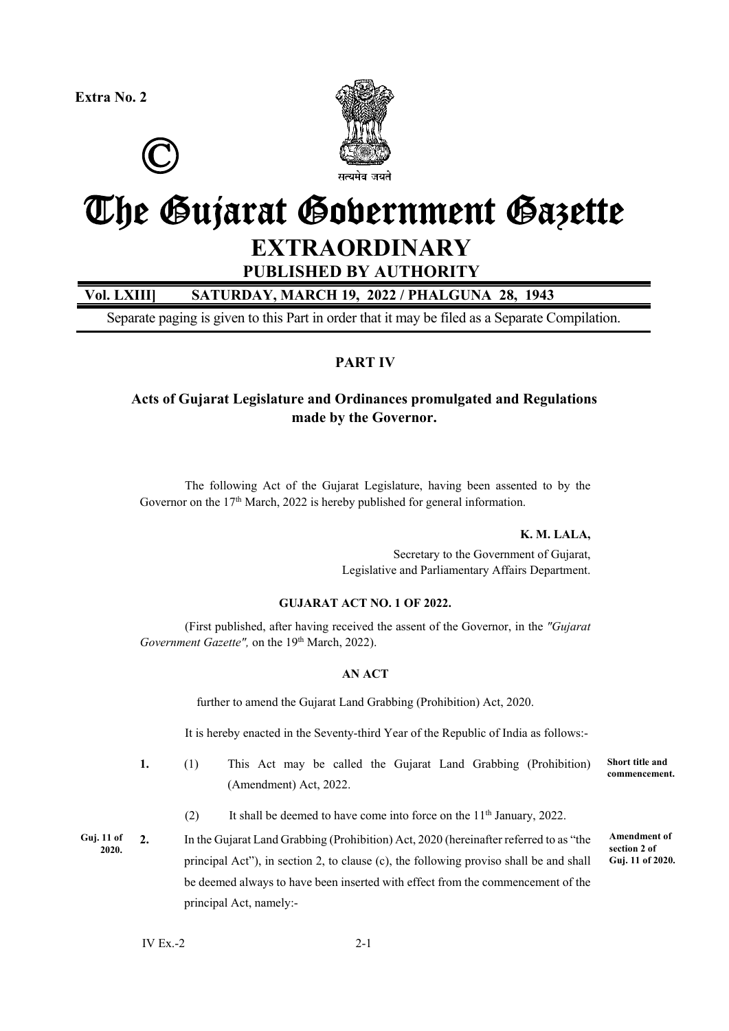**Extra No. 2**

©

# The Gujarat Government Gazette

## EXTRAORDINARY

**PUBLISHED BY AUTHORITY**

**Vol. LXIII] SATURDAY, MARCH 19, 2022 / PHALGUNA 28, 1943**

Separate paging is given to this Part in order that it may be filed as a Separate Compilation.

### PART IV

### Acts of Gujarat Legislature and Ordinances promulgated and Regulations made by the Governor.

The following Act of the Gujarat Legislature, having been assented to by the Governor on the 17th March, 2022 is hereby published for general information.

**K. M. LALA,**

Secretary to the Government of Gujarat,
Legislative and Parliamentary Affairs Department.

**GUJARAT ACT NO. 1 OF 2022.**

(First published, after having received the assent of the Governor, in the *"Gujarat Government Gazette",* on the 19th March, 2022).

**AN ACT**

further to amend the Gujarat Land Grabbing (Prohibition) Act, 2020.

It is hereby enacted in the Seventy-third Year of the Republic of India as follows:-

**Short title and commencement.**

**1.** (1) This Act may be called the Gujarat Land Grabbing (Prohibition) (Amendment) Act, 2022.

(2) It shall be deemed to have come into force on the 11th January, 2022.

**Amendment of section 2 of Guj. 11 of 2020.**

**2.** In the Gujarat Land Grabbing (Prohibition) Act, 2020 (hereinafter referred to as "the principal Act"), in section 2, to clause (c), the following proviso shall be and shall be deemed always to have been inserted with effect from the commencement of the principal Act, namely:-

**Guj. 11 of 2020.**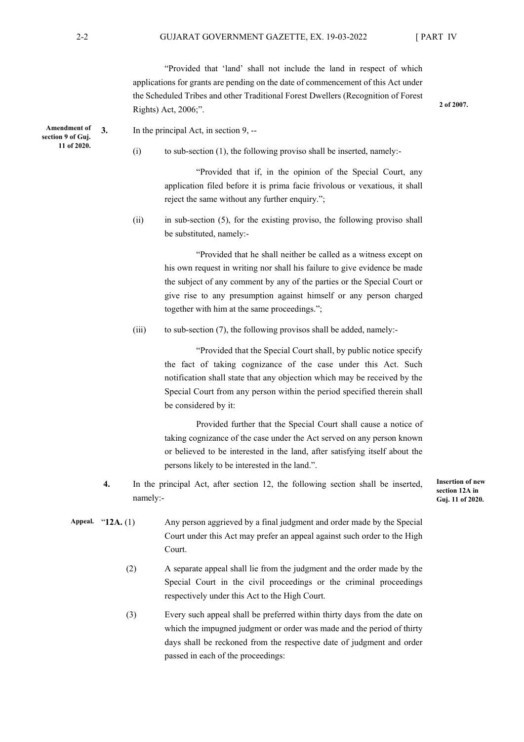"Provided that 'land' shall not include the land in respect of which applications for grants are pending on the date of commencement of this Act under the Scheduled Tribes and other Traditional Forest Dwellers (Recognition of Forest Rights) Act, 2006;". **2 of 2007.**

**Amendment of section 9 of Guj. 11 of 2020.**

**3.** In the principal Act, in section 9, --

(i) to sub-section (1), the following proviso shall be inserted, namely:-

"Provided that if, in the opinion of the Special Court, any application filed before it is prima facie frivolous or vexatious, it shall reject the same without any further enquiry.";

(ii) in sub-section (5), for the existing proviso, the following proviso shall be substituted, namely:-

"Provided that he shall neither be called as a witness except on his own request in writing nor shall his failure to give evidence be made the subject of any comment by any of the parties or the Special Court or give rise to any presumption against himself or any person charged together with him at the same proceedings.";

(iii) to sub-section (7), the following provisos shall be added, namely:-

"Provided that the Special Court shall, by public notice specify the fact of taking cognizance of the case under this Act. Such notification shall state that any objection which may be received by the Special Court from any person within the period specified therein shall be considered by it:

Provided further that the Special Court shall cause a notice of taking cognizance of the case under the Act served on any person known or believed to be interested in the land, after satisfying itself about the persons likely to be interested in the land.".

**Insertion of new section 12A in Guj. 11 of 2020.**

**4.** In the principal Act, after section 12, the following section shall be inserted, namely:-

**Appeal.**

"**12A.** (1) Any person aggrieved by a final judgment and order made by the Special Court under this Act may prefer an appeal against such order to the High Court.

(2) A separate appeal shall lie from the judgment and the order made by the Special Court in the civil proceedings or the criminal proceedings respectively under this Act to the High Court.

(3) Every such appeal shall be preferred within thirty days from the date on which the impugned judgment or order was made and the period of thirty days shall be reckoned from the respective date of judgment and order passed in each of the proceedings: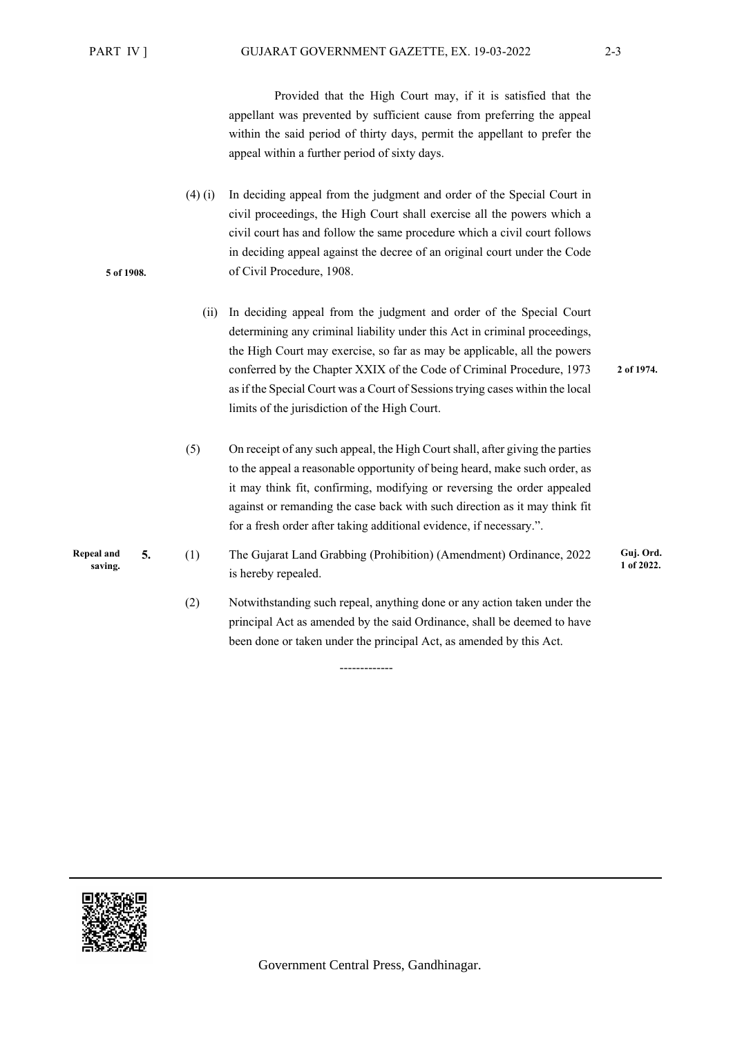Provided that the High Court may, if it is satisfied that the appellant was prevented by sufficient cause from preferring the appeal within the said period of thirty days, permit the appellant to prefer the appeal within a further period of sixty days.

(4) (i) In deciding appeal from the judgment and order of the Special Court in civil proceedings, the High Court shall exercise all the powers which a civil court has and follow the same procedure which a civil court follows in deciding appeal against the decree of an original court under the Code of Civil Procedure, 1908. **5 of 1908.**

(ii) In deciding appeal from the judgment and order of the Special Court determining any criminal liability under this Act in criminal proceedings, the High Court may exercise, so far as may be applicable, all the powers conferred by the Chapter XXIX of the Code of Criminal Procedure, 1973 as if the Special Court was a Court of Sessions trying cases within the local limits of the jurisdiction of the High Court. **2 of 1974.**

(5) On receipt of any such appeal, the High Court shall, after giving the parties to the appeal a reasonable opportunity of being heard, make such order, as it may think fit, confirming, modifying or reversing the order appealed against or remanding the case back with such direction as it may think fit for a fresh order after taking additional evidence, if necessary.".

**Repeal and saving.** **5.** (1) The Gujarat Land Grabbing (Prohibition) (Amendment) Ordinance, 2022 is hereby repealed. **Guj. Ord. 1 of 2022.**

(2) Notwithstanding such repeal, anything done or any action taken under the principal Act as amended by the said Ordinance, shall be deemed to have been done or taken under the principal Act, as amended by this Act.

-------------

Government Central Press, Gandhinagar.